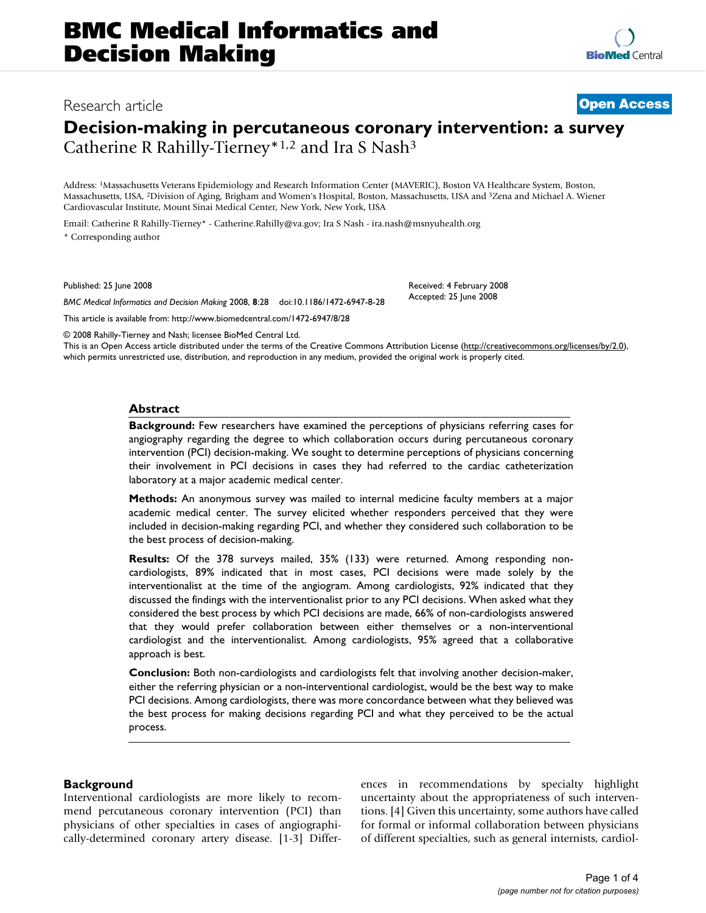# Decision-making in percutaneous coronary intervention: a survey

Research article — Open Access

Catherine R Rahilly-Tierney*[1,2] and Ira S Nash[3]

Address: [1]Massachusetts Veterans Epidemiology and Research Information Center (MAVERIC), Boston VA Healthcare System, Boston, Massachusetts, USA, [2]Division of Aging, Brigham and Women's Hospital, Boston, Massachusetts, USA and [3]Zena and Michael A. Wiener Cardiovascular Institute, Mount Sinai Medical Center, New York, New York, USA

Email: Catherine R Rahilly-Tierney* - Catherine.Rahilly@va.gov; Ira S Nash - ira.nash@msnyuhealth.org

\* Corresponding author

Published: 25 June 2008

*BMC Medical Informatics and Decision Making* 2008, **8**:28 doi:10.1186/1472-6947-8-28

Received: 4 February 2008
Accepted: 25 June 2008

This article is available from: http://www.biomedcentral.com/1472-6947/8/28

© 2008 Rahilly-Tierney and Nash; licensee BioMed Central Ltd.
This is an Open Access article distributed under the terms of the Creative Commons Attribution License (http://creativecommons.org/licenses/by/2.0), which permits unrestricted use, distribution, and reproduction in any medium, provided the original work is properly cited.

## Abstract

**Background:** Few researchers have examined the perceptions of physicians referring cases for angiography regarding the degree to which collaboration occurs during percutaneous coronary intervention (PCI) decision-making. We sought to determine perceptions of physicians concerning their involvement in PCI decisions in cases they had referred to the cardiac catheterization laboratory at a major academic medical center.

**Methods:** An anonymous survey was mailed to internal medicine faculty members at a major academic medical center. The survey elicited whether responders perceived that they were included in decision-making regarding PCI, and whether they considered such collaboration to be the best process of decision-making.

**Results:** Of the 378 surveys mailed, 35% (133) were returned. Among responding non-cardiologists, 89% indicated that in most cases, PCI decisions were made solely by the interventionalist at the time of the angiogram. Among cardiologists, 92% indicated that they discussed the findings with the interventionalist prior to any PCI decisions. When asked what they considered the best process by which PCI decisions are made, 66% of non-cardiologists answered that they would prefer collaboration between either themselves or a non-interventional cardiologist and the interventionalist. Among cardiologists, 95% agreed that a collaborative approach is best.

**Conclusion:** Both non-cardiologists and cardiologists felt that involving another decision-maker, either the referring physician or a non-interventional cardiologist, would be the best way to make PCI decisions. Among cardiologists, there was more concordance between what they believed was the best process for making decisions regarding PCI and what they perceived to be the actual process.

## Background

Interventional cardiologists are more likely to recommend percutaneous coronary intervention (PCI) than physicians of other specialties in cases of angiographically-determined coronary artery disease. [1-3] Differences in recommendations by specialty highlight uncertainty about the appropriateness of such interventions. [4] Given this uncertainty, some authors have called for formal or informal collaboration between physicians of different specialties, such as general internists, cardiol-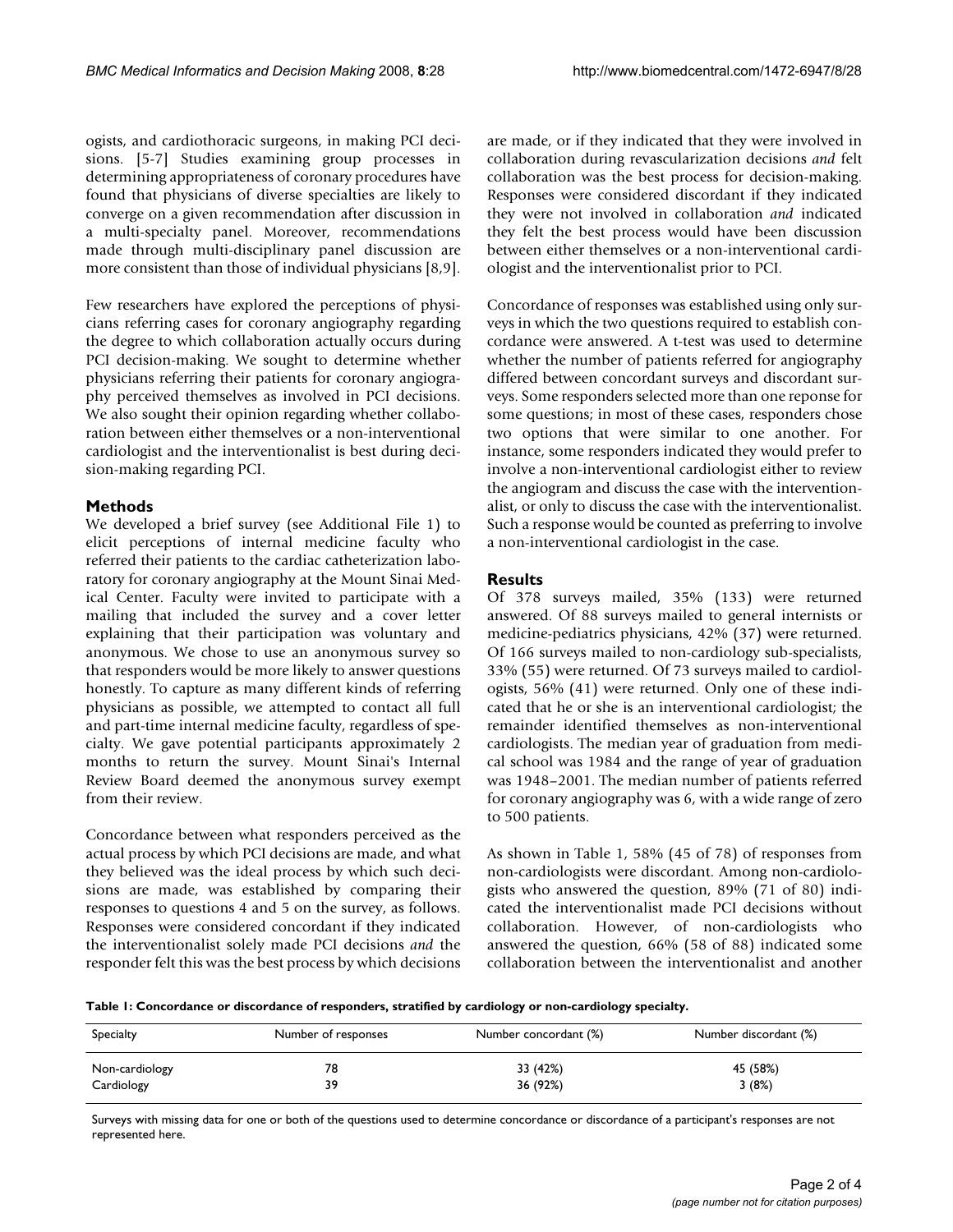ogists, and cardiothoracic surgeons, in making PCI decisions. [5-7] Studies examining group processes in determining appropriateness of coronary procedures have found that physicians of diverse specialties are likely to converge on a given recommendation after discussion in a multi-specialty panel. Moreover, recommendations made through multi-disciplinary panel discussion are more consistent than those of individual physicians [8,9].

Few researchers have explored the perceptions of physicians referring cases for coronary angiography regarding the degree to which collaboration actually occurs during PCI decision-making. We sought to determine whether physicians referring their patients for coronary angiography perceived themselves as involved in PCI decisions. We also sought their opinion regarding whether collaboration between either themselves or a non-interventional cardiologist and the interventionalist is best during decision-making regarding PCI.

## Methods

We developed a brief survey (see Additional File 1) to elicit perceptions of internal medicine faculty who referred their patients to the cardiac catheterization laboratory for coronary angiography at the Mount Sinai Medical Center. Faculty were invited to participate with a mailing that included the survey and a cover letter explaining that their participation was voluntary and anonymous. We chose to use an anonymous survey so that responders would be more likely to answer questions honestly. To capture as many different kinds of referring physicians as possible, we attempted to contact all full and part-time internal medicine faculty, regardless of specialty. We gave potential participants approximately 2 months to return the survey. Mount Sinai's Internal Review Board deemed the anonymous survey exempt from their review.

Concordance between what responders perceived as the actual process by which PCI decisions are made, and what they believed was the ideal process by which such decisions are made, was established by comparing their responses to questions 4 and 5 on the survey, as follows. Responses were considered concordant if they indicated the interventionalist solely made PCI decisions *and* the responder felt this was the best process by which decisions are made, or if they indicated that they were involved in collaboration during revascularization decisions *and* felt collaboration was the best process for decision-making. Responses were considered discordant if they indicated they were not involved in collaboration *and* indicated they felt the best process would have been discussion between either themselves or a non-interventional cardiologist and the interventionalist prior to PCI.

Concordance of responses was established using only surveys in which the two questions required to establish concordance were answered. A t-test was used to determine whether the number of patients referred for angiography differed between concordant surveys and discordant surveys. Some responders selected more than one reponse for some questions; in most of these cases, responders chose two options that were similar to one another. For instance, some responders indicated they would prefer to involve a non-interventional cardiologist either to review the angiogram and discuss the case with the interventionalist, or only to discuss the case with the interventionalist. Such a response would be counted as preferring to involve a non-interventional cardiologist in the case.

## Results

Of 378 surveys mailed, 35% (133) were returned answered. Of 88 surveys mailed to general internists or medicine-pediatrics physicians, 42% (37) were returned. Of 166 surveys mailed to non-cardiology sub-specialists, 33% (55) were returned. Of 73 surveys mailed to cardiologists, 56% (41) were returned. Only one of these indicated that he or she is an interventional cardiologist; the remainder identified themselves as non-interventional cardiologists. The median year of graduation from medical school was 1984 and the range of year of graduation was 1948–2001. The median number of patients referred for coronary angiography was 6, with a wide range of zero to 500 patients.

As shown in Table 1, 58% (45 of 78) of responses from non-cardiologists were discordant. Among non-cardiologists who answered the question, 89% (71 of 80) indicated the interventionalist made PCI decisions without collaboration. However, of non-cardiologists who answered the question, 66% (58 of 88) indicated some collaboration between the interventionalist and another

**Table 1: Concordance or discordance of responders, stratified by cardiology or non-cardiology specialty.**

| Specialty | Number of responses | Number concordant (%) | Number discordant (%) |
|---|---|---|---|
| Non-cardiology | 78 | 33 (42%) | 45 (58%) |
| Cardiology | 39 | 36 (92%) | 3 (8%) |

Surveys with missing data for one or both of the questions used to determine concordance or discordance of a participant's responses are not represented here.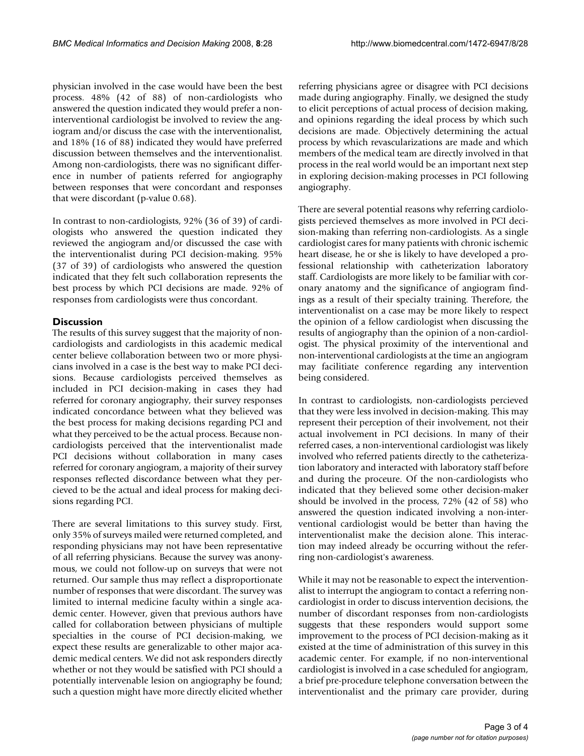physician involved in the case would have been the best process. 48% (42 of 88) of non-cardiologists who answered the question indicated they would prefer a non-interventional cardiologist be involved to review the angiogram and/or discuss the case with the interventionalist, and 18% (16 of 88) indicated they would have preferred discussion between themselves and the interventionalist. Among non-cardiologists, there was no significant difference in number of patients referred for angiography between responses that were concordant and responses that were discordant (p-value 0.68).

In contrast to non-cardiologists, 92% (36 of 39) of cardiologists who answered the question indicated they reviewed the angiogram and/or discussed the case with the interventionalist during PCI decision-making. 95% (37 of 39) of cardiologists who answered the question indicated that they felt such collaboration represents the best process by which PCI decisions are made. 92% of responses from cardiologists were thus concordant.

## Discussion

The results of this survey suggest that the majority of non-cardiologists and cardiologists in this academic medical center believe collaboration between two or more physicians involved in a case is the best way to make PCI decisions. Because cardiologists perceived themselves as included in PCI decision-making in cases they had referred for coronary angiography, their survey responses indicated concordance between what they believed was the best process for making decisions regarding PCI and what they perceived to be the actual process. Because non-cardiologists perceived that the interventionalist made PCI decisions without collaboration in many cases referred for coronary angiogram, a majority of their survey responses reflected discordance between what they percieved to be the actual and ideal process for making decisions regarding PCI.

There are several limitations to this survey study. First, only 35% of surveys mailed were returned completed, and responding physicians may not have been representative of all referring physicians. Because the survey was anonymous, we could not follow-up on surveys that were not returned. Our sample thus may reflect a disproportionate number of responses that were discordant. The survey was limited to internal medicine faculty within a single academic center. However, given that previous authors have called for collaboration between physicians of multiple specialties in the course of PCI decision-making, we expect these results are generalizable to other major academic medical centers. We did not ask responders directly whether or not they would be satisfied with PCI should a potentially intervenable lesion on angiography be found; such a question might have more directly elicited whether referring physicians agree or disagree with PCI decisions made during angiography. Finally, we designed the study to elicit perceptions of actual process of decision making, and opinions regarding the ideal process by which such decisions are made. Objectively determining the actual process by which revascularizations are made and which members of the medical team are directly involved in that process in the real world would be an important next step in exploring decision-making processes in PCI following angiography.

There are several potential reasons why referring cardiologists percieved themselves as more involved in PCI decision-making than referring non-cardiologists. As a single cardiologist cares for many patients with chronic ischemic heart disease, he or she is likely to have developed a professional relationship with catheterization laboratory staff. Cardiologists are more likely to be familiar with coronary anatomy and the significance of angiogram findings as a result of their specialty training. Therefore, the interventionalist on a case may be more likely to respect the opinion of a fellow cardiologist when discussing the results of angiography than the opinion of a non-cardiologist. The physical proximity of the interventional and non-interventional cardiologists at the time an angiogram may facilitiate conference regarding any intervention being considered.

In contrast to cardiologists, non-cardiologists percieved that they were less involved in decision-making. This may represent their perception of their involvement, not their actual involvement in PCI decisions. In many of their referred cases, a non-interventional cardiologist was likely involved who referred patients directly to the catheterization laboratory and interacted with laboratory staff before and during the proceure. Of the non-cardiologists who indicated that they believed some other decision-maker should be involved in the process, 72% (42 of 58) who answered the question indicated involving a non-interventional cardiologist would be better than having the interventionalist make the decision alone. This interaction may indeed already be occurring without the referring non-cardiologist's awareness.

While it may not be reasonable to expect the interventionalist to interrupt the angiogram to contact a referring non-cardiologist in order to discuss intervention decisions, the number of discordant responses from non-cardiologists suggests that these responders would support some improvement to the process of PCI decision-making as it existed at the time of administration of this survey in this academic center. For example, if no non-interventional cardiologist is involved in a case scheduled for angiogram, a brief pre-procedure telephone conversation between the interventionalist and the primary care provider, during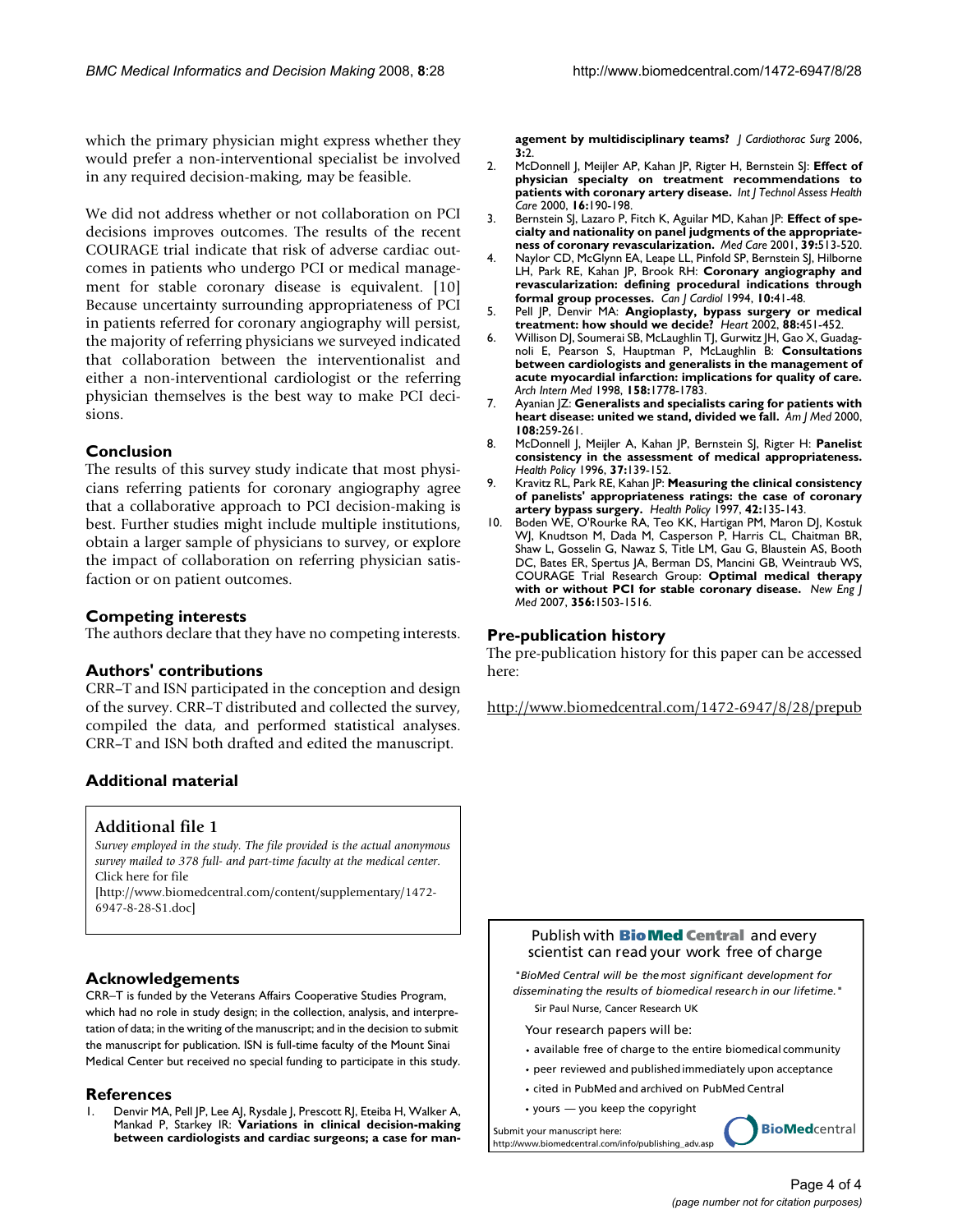which the primary physician might express whether they would prefer a non-interventional specialist be involved in any required decision-making, may be feasible.

We did not address whether or not collaboration on PCI decisions improves outcomes. The results of the recent COURAGE trial indicate that risk of adverse cardiac outcomes in patients who undergo PCI or medical management for stable coronary disease is equivalent. [10] Because uncertainty surrounding appropriateness of PCI in patients referred for coronary angiography will persist, the majority of referring physicians we surveyed indicated that collaboration between the interventionalist and either a non-interventional cardiologist or the referring physician themselves is the best way to make PCI decisions.

## Conclusion

The results of this survey study indicate that most physicians referring patients for coronary angiography agree that a collaborative approach to PCI decision-making is best. Further studies might include multiple institutions, obtain a larger sample of physicians to survey, or explore the impact of collaboration on referring physician satisfaction or on patient outcomes.

## Competing interests

The authors declare that they have no competing interests.

## Authors' contributions

CRR–T and ISN participated in the conception and design of the survey. CRR–T distributed and collected the survey, compiled the data, and performed statistical analyses. CRR–T and ISN both drafted and edited the manuscript.

## Additional material

### Additional file 1

*Survey employed in the study. The file provided is the actual anonymous survey mailed to 378 full- and part-time faculty at the medical center.*
Click here for file
[http://www.biomedcentral.com/content/supplementary/1472-6947-8-28-S1.doc]

## Acknowledgements

CRR–T is funded by the Veterans Affairs Cooperative Studies Program, which had no role in study design; in the collection, analysis, and interpretation of data; in the writing of the manuscript; and in the decision to submit the manuscript for publication. ISN is full-time faculty of the Mount Sinai Medical Center but received no special funding to participate in this study.

## References

1. Denvir MA, Pell JP, Lee AJ, Rysdale J, Prescott RJ, Eteiba H, Walker A, Mankad P, Starkey IR: **Variations in clinical decision-making between cardiologists and cardiac surgeons; a case for management by multidisciplinary teams?** *J Cardiothorac Surg* 2006, **3**:2.
2. McDonnell J, Meijler AP, Kahan JP, Rigter H, Bernstein SJ: **Effect of physician specialty on treatment recommendations to patients with coronary artery disease.** *Int J Technol Assess Health Care* 2000, **16**:190-198.
3. Bernstein SJ, Lazaro P, Fitch K, Aguilar MD, Kahan JP: **Effect of specialty and nationality on panel judgments of the appropriateness of coronary revascularization.** *Med Care* 2001, **39**:513-520.
4. Naylor CD, McGlynn EA, Leape LL, Pinfold SP, Bernstein SJ, Hilborne LH, Park RE, Kahan JP, Brook RH: **Coronary angiography and revascularization: defining procedural indications through formal group processes.** *Can J Cardiol* 1994, **10**:41-48.
5. Pell JP, Denvir MA: **Angioplasty, bypass surgery or medical treatment: how should we decide?** *Heart* 2002, **88**:451-452.
6. Willison DJ, Soumerai SB, McLaughlin TJ, Gurwitz JH, Gao X, Guadagnoli E, Pearson S, Hauptman P, McLaughlin B: **Consultations between cardiologists and generalists in the management of acute myocardial infarction: implications for quality of care.** *Arch Intern Med* 1998, **158**:1778-1783.
7. Ayanian JZ: **Generalists and specialists caring for patients with heart disease: united we stand, divided we fall.** *Am J Med* 2000, **108**:259-261.
8. McDonnell J, Meijler A, Kahan JP, Bernstein SJ, Rigter H: **Panelist consistency in the assessment of medical appropriateness.** *Health Policy* 1996, **37**:139-152.
9. Kravitz RL, Park RE, Kahan JP: **Measuring the clinical consistency of panelists' appropriateness ratings: the case of coronary artery bypass surgery.** *Health Policy* 1997, **42**:135-143.
10. Boden WE, O'Rourke RA, Teo KK, Hartigan PM, Maron DJ, Kostuk WJ, Knudtson M, Dada M, Casperson P, Harris CL, Chaitman BR, Shaw L, Gosselin G, Nawaz S, Title LM, Gau G, Blaustein AS, Booth DC, Bates ER, Spertus JA, Berman DS, Mancini GB, Weintraub WS, COURAGE Trial Research Group: **Optimal medical therapy with or without PCI for stable coronary disease.** *New Eng J Med* 2007, **356**:1503-1516.

## Pre-publication history

The pre-publication history for this paper can be accessed here:

http://www.biomedcentral.com/1472-6947/8/28/prepub

Publish with **BioMed Central** and every scientist can read your work free of charge

*"BioMed Central will be the most significant development for disseminating the results of biomedical research in our lifetime."*
Sir Paul Nurse, Cancer Research UK

Your research papers will be:

- available free of charge to the entire biomedical community
- peer reviewed and published immediately upon acceptance
- cited in PubMed and archived on PubMed Central
- yours — you keep the copyright

Submit your manuscript here:
http://www.biomedcentral.com/info/publishing_adv.asp

BioMedcentral